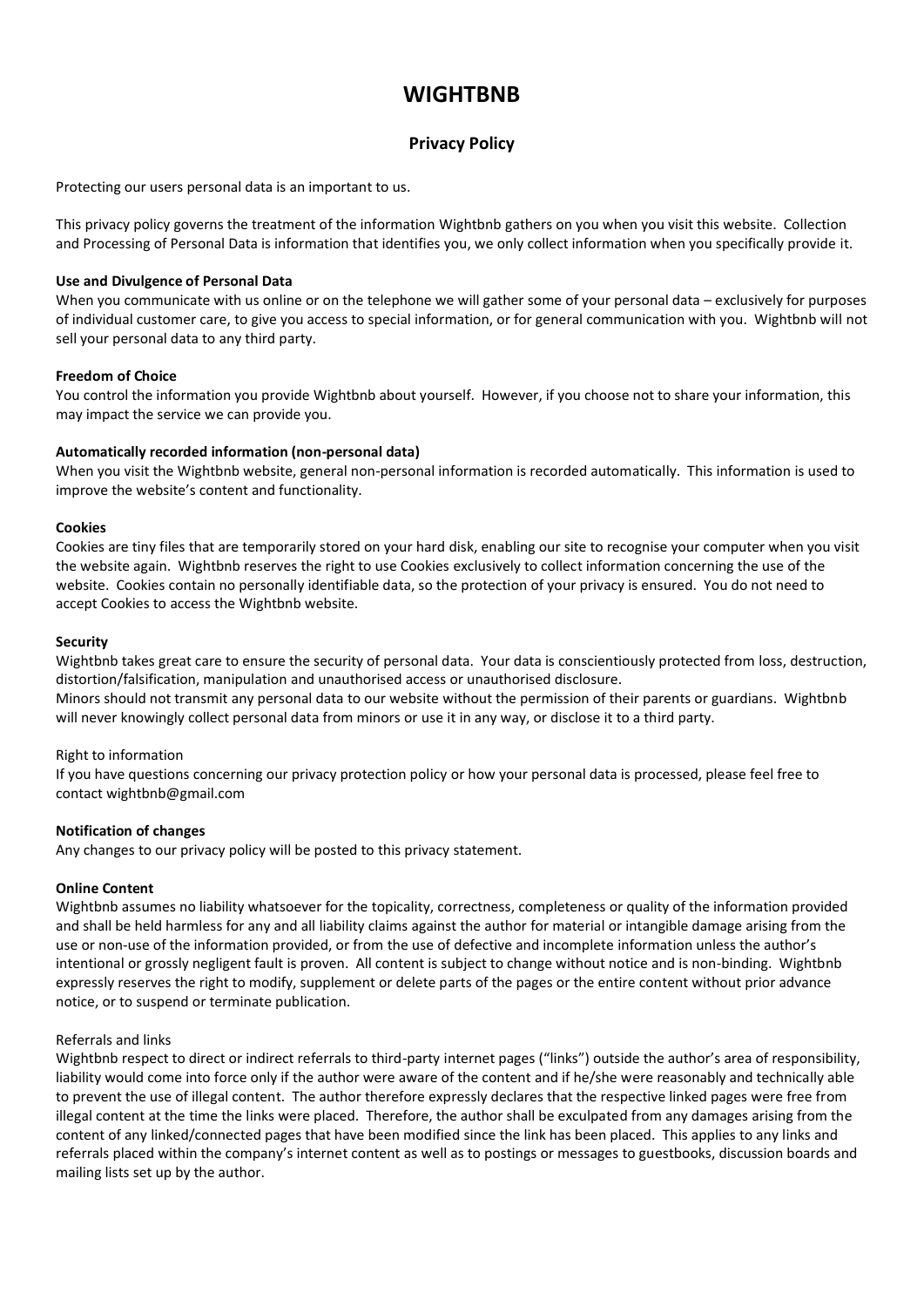# WIGHTBNB

## Privacy Policy

Protecting our users personal data is an important to us.

This privacy policy governs the treatment of the information Wightbnb gathers on you when you visit this website. Collection and Processing of Personal Data is information that identifies you, we only collect information when you specifically provide it.

**Use and Divulgence of Personal Data**
When you communicate with us online or on the telephone we will gather some of your personal data – exclusively for purposes of individual customer care, to give you access to special information, or for general communication with you. Wightbnb will not sell your personal data to any third party.

**Freedom of Choice**
You control the information you provide Wightbnb about yourself. However, if you choose not to share your information, this may impact the service we can provide you.

**Automatically recorded information (non-personal data)**
When you visit the Wightbnb website, general non-personal information is recorded automatically. This information is used to improve the website's content and functionality.

**Cookies**
Cookies are tiny files that are temporarily stored on your hard disk, enabling our site to recognise your computer when you visit the website again. Wightbnb reserves the right to use Cookies exclusively to collect information concerning the use of the website. Cookies contain no personally identifiable data, so the protection of your privacy is ensured. You do not need to accept Cookies to access the Wightbnb website.

**Security**
Wightbnb takes great care to ensure the security of personal data. Your data is conscientiously protected from loss, destruction, distortion/falsification, manipulation and unauthorised access or unauthorised disclosure.
Minors should not transmit any personal data to our website without the permission of their parents or guardians. Wightbnb will never knowingly collect personal data from minors or use it in any way, or disclose it to a third party.

Right to information
If you have questions concerning our privacy protection policy or how your personal data is processed, please feel free to contact wightbnb@gmail.com

**Notification of changes**
Any changes to our privacy policy will be posted to this privacy statement.

**Online Content**
Wightbnb assumes no liability whatsoever for the topicality, correctness, completeness or quality of the information provided and shall be held harmless for any and all liability claims against the author for material or intangible damage arising from the use or non-use of the information provided, or from the use of defective and incomplete information unless the author's intentional or grossly negligent fault is proven. All content is subject to change without notice and is non-binding. Wightbnb expressly reserves the right to modify, supplement or delete parts of the pages or the entire content without prior advance notice, or to suspend or terminate publication.

Referrals and links
Wightbnb respect to direct or indirect referrals to third-party internet pages ("links") outside the author's area of responsibility, liability would come into force only if the author were aware of the content and if he/she were reasonably and technically able to prevent the use of illegal content. The author therefore expressly declares that the respective linked pages were free from illegal content at the time the links were placed. Therefore, the author shall be exculpated from any damages arising from the content of any linked/connected pages that have been modified since the link has been placed. This applies to any links and referrals placed within the company's internet content as well as to postings or messages to guestbooks, discussion boards and mailing lists set up by the author.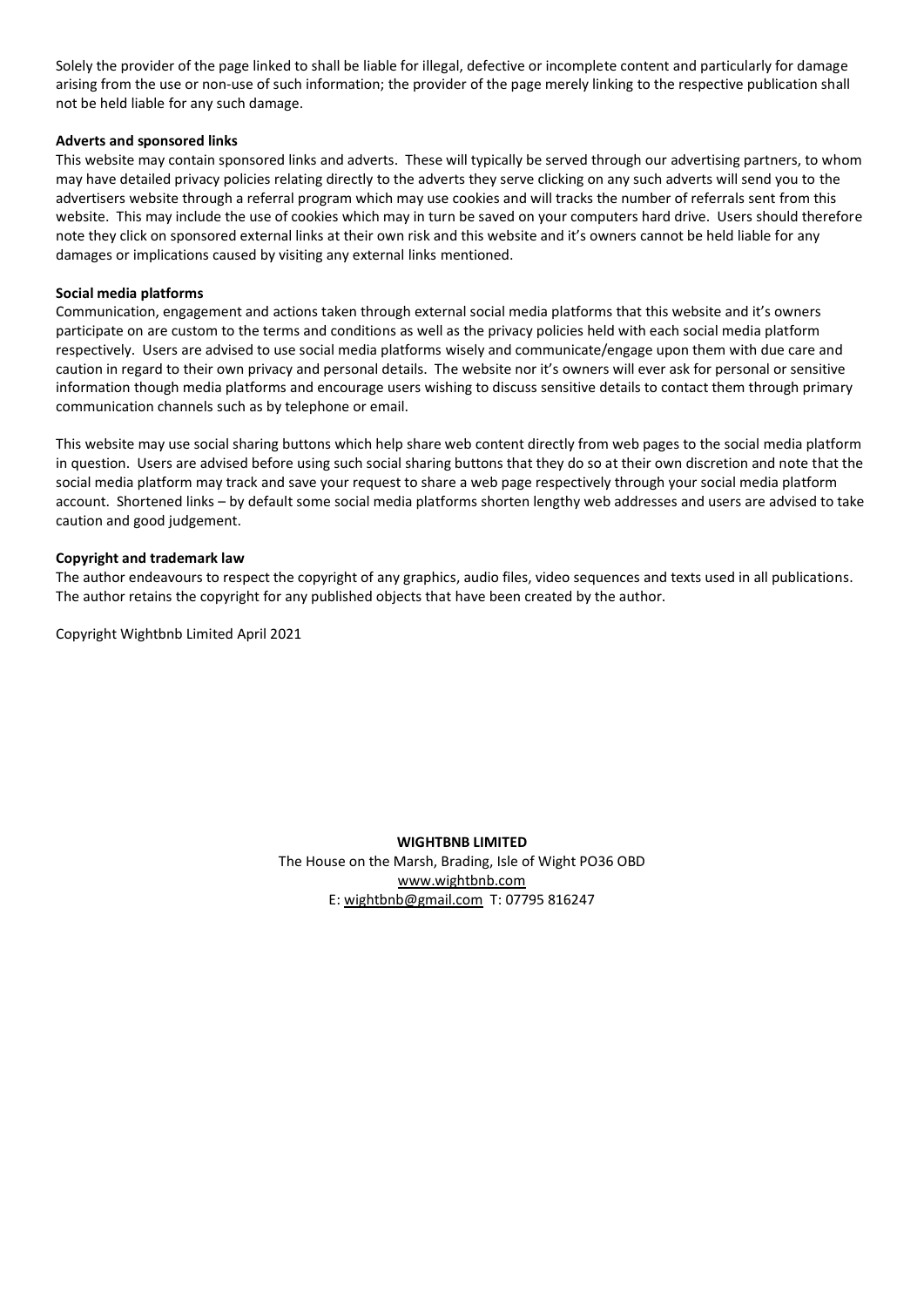Solely the provider of the page linked to shall be liable for illegal, defective or incomplete content and particularly for damage arising from the use or non-use of such information; the provider of the page merely linking to the respective publication shall not be held liable for any such damage.

**Adverts and sponsored links**

This website may contain sponsored links and adverts. These will typically be served through our advertising partners, to whom may have detailed privacy policies relating directly to the adverts they serve clicking on any such adverts will send you to the advertisers website through a referral program which may use cookies and will tracks the number of referrals sent from this website. This may include the use of cookies which may in turn be saved on your computers hard drive. Users should therefore note they click on sponsored external links at their own risk and this website and it's owners cannot be held liable for any damages or implications caused by visiting any external links mentioned.

**Social media platforms**

Communication, engagement and actions taken through external social media platforms that this website and it's owners participate on are custom to the terms and conditions as well as the privacy policies held with each social media platform respectively. Users are advised to use social media platforms wisely and communicate/engage upon them with due care and caution in regard to their own privacy and personal details. The website nor it's owners will ever ask for personal or sensitive information though media platforms and encourage users wishing to discuss sensitive details to contact them through primary communication channels such as by telephone or email.

This website may use social sharing buttons which help share web content directly from web pages to the social media platform in question. Users are advised before using such social sharing buttons that they do so at their own discretion and note that the social media platform may track and save your request to share a web page respectively through your social media platform account. Shortened links – by default some social media platforms shorten lengthy web addresses and users are advised to take caution and good judgement.

**Copyright and trademark law**

The author endeavours to respect the copyright of any graphics, audio files, video sequences and texts used in all publications. The author retains the copyright for any published objects that have been created by the author.

Copyright Wightbnb Limited April 2021

**WIGHTBNB LIMITED**
The House on the Marsh, Brading, Isle of Wight PO36 OBD
www.wightbnb.com
E: wightbnb@gmail.com T: 07795 816247